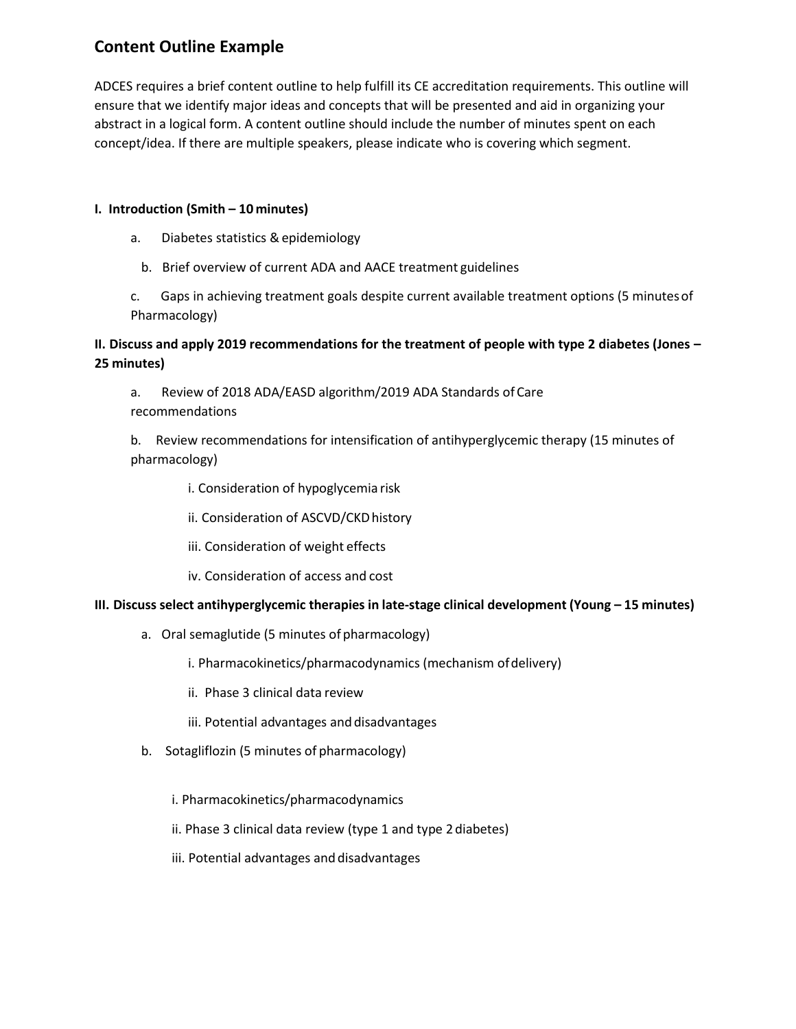## Content Outline Example

ADCES requires a brief content outline to help fulfill its CE accreditation requirements. This outline will ensure that we identify major ideas and concepts that will be presented and aid in organizing your abstract in a logical form. A content outline should include the number of minutes spent on each concept/idea. If there are multiple speakers, please indicate who is covering which segment.

**I. Introduction (Smith – 10 minutes)**

a. Diabetes statistics & epidemiology

b. Brief overview of current ADA and AACE treatment guidelines

c. Gaps in achieving treatment goals despite current available treatment options (5 minutes of Pharmacology)

**II. Discuss and apply 2019 recommendations for the treatment of people with type 2 diabetes (Jones – 25 minutes)**

a. Review of 2018 ADA/EASD algorithm/2019 ADA Standards of Care recommendations

b. Review recommendations for intensification of antihyperglycemic therapy (15 minutes of pharmacology)

i. Consideration of hypoglycemia risk

ii. Consideration of ASCVD/CKD history

iii. Consideration of weight effects

iv. Consideration of access and cost

**III. Discuss select antihyperglycemic therapies in late-stage clinical development (Young – 15 minutes)**

a. Oral semaglutide (5 minutes of pharmacology)

i. Pharmacokinetics/pharmacodynamics (mechanism of delivery)

ii. Phase 3 clinical data review

iii. Potential advantages and disadvantages

b. Sotagliflozin (5 minutes of pharmacology)

i. Pharmacokinetics/pharmacodynamics

ii. Phase 3 clinical data review (type 1 and type 2 diabetes)

iii. Potential advantages and disadvantages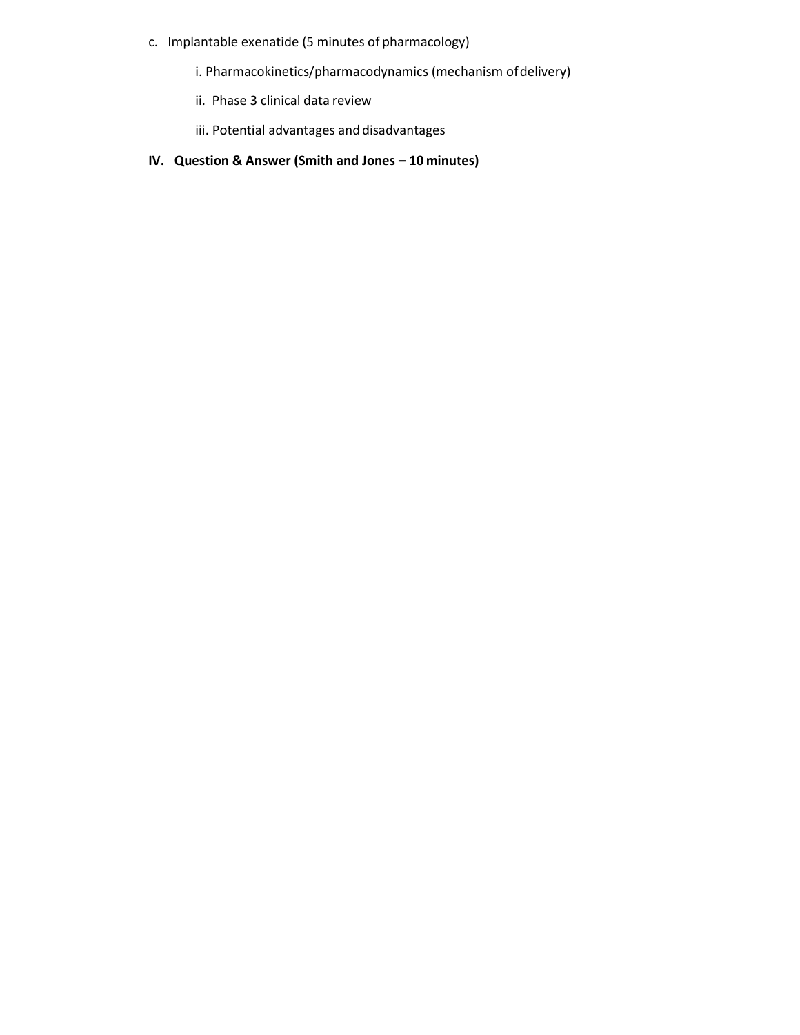c. Implantable exenatide (5 minutes of pharmacology)

   i. Pharmacokinetics/pharmacodynamics (mechanism of delivery)

   ii. Phase 3 clinical data review

   iii. Potential advantages and disadvantages

**IV. Question & Answer (Smith and Jones – 10 minutes)**